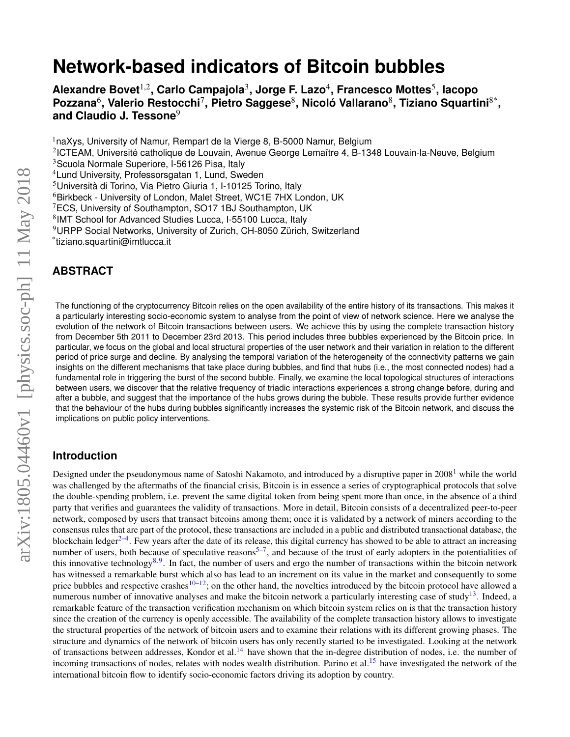# Network-based indicators of Bitcoin bubbles

**Alexandre Bovet[1,2], Carlo Campajola[3], Jorge F. Lazo[4], Francesco Mottes[5], Iacopo Pozzana[6], Valerio Restocchi[7], Pietro Saggese[8], Nicoló Vallarano[8], Tiziano Squartini[8*], and Claudio J. Tessone[9]**

[1]naXys, University of Namur, Rempart de la Vierge 8, B-5000 Namur, Belgium
[2]ICTEAM, Université catholique de Louvain, Avenue George Lemaître 4, B-1348 Louvain-la-Neuve, Belgium
[3]Scuola Normale Superiore, I-56126 Pisa, Italy
[4]Lund University, Professorsgatan 1, Lund, Sweden
[5]Università di Torino, Via Pietro Giuria 1, I-10125 Torino, Italy
[6]Birkbeck - University of London, Malet Street, WC1E 7HX London, UK
[7]ECS, University of Southampton, SO17 1BJ Southampton, UK
[8]IMT School for Advanced Studies Lucca, I-55100 Lucca, Italy
[9]URPP Social Networks, University of Zurich, CH-8050 Zürich, Switzerland
[*]tiziano.squartini@imtlucca.it

## ABSTRACT

The functioning of the cryptocurrency Bitcoin relies on the open availability of the entire history of its transactions. This makes it a particularly interesting socio-economic system to analyse from the point of view of network science. Here we analyse the evolution of the network of Bitcoin transactions between users. We achieve this by using the complete transaction history from December 5th 2011 to December 23rd 2013. This period includes three bubbles experienced by the Bitcoin price. In particular, we focus on the global and local structural properties of the user network and their variation in relation to the different period of price surge and decline. By analysing the temporal variation of the heterogeneity of the connectivity patterns we gain insights on the different mechanisms that take place during bubbles, and find that hubs (i.e., the most connected nodes) had a fundamental role in triggering the burst of the second bubble. Finally, we examine the local topological structures of interactions between users, we discover that the relative frequency of triadic interactions experiences a strong change before, during and after a bubble, and suggest that the importance of the hubs grows during the bubble. These results provide further evidence that the behaviour of the hubs during bubbles significantly increases the systemic risk of the Bitcoin network, and discuss the implications on public policy interventions.

## Introduction

Designed under the pseudonymous name of Satoshi Nakamoto, and introduced by a disruptive paper in 2008[1] while the world was challenged by the aftermaths of the financial crisis, Bitcoin is in essence a series of cryptographical protocols that solve the double-spending problem, i.e. prevent the same digital token from being spent more than once, in the absence of a third party that verifies and guarantees the validity of transactions. More in detail, Bitcoin consists of a decentralized peer-to-peer network, composed by users that transact bitcoins among them; once it is validated by a network of miners according to the consensus rules that are part of the protocol, these transactions are included in a public and distributed transactional database, the blockchain ledger[2–4]. Few years after the date of its release, this digital currency has showed to be able to attract an increasing number of users, both because of speculative reasons[5–7], and because of the trust of early adopters in the potentialities of this innovative technology[8,9]. In fact, the number of users and ergo the number of transactions within the bitcoin network has witnessed a remarkable burst which also has lead to an increment on its value in the market and consequently to some price bubbles and respective crashes[10–12]; on the other hand, the novelties introduced by the bitcoin protocol have allowed a numerous number of innovative analyses and make the bitcoin network a particularly interesting case of study[13]. Indeed, a remarkable feature of the transaction verification mechanism on which bitcoin system relies on is that the transaction history since the creation of the currency is openly accessible. The availability of the complete transaction history allows to investigate the structural properties of the network of bitcoin users and to examine their relations with its different growing phases. The structure and dynamics of the network of bitcoin users has only recently started to be investigated. Looking at the network of transactions between addresses, Kondor et al.[14] have shown that the in-degree distribution of nodes, i.e. the number of incoming transactions of nodes, relates with nodes wealth distribution. Parino et al.[15] have investigated the network of the international bitcoin flow to identify socio-economic factors driving its adoption by country.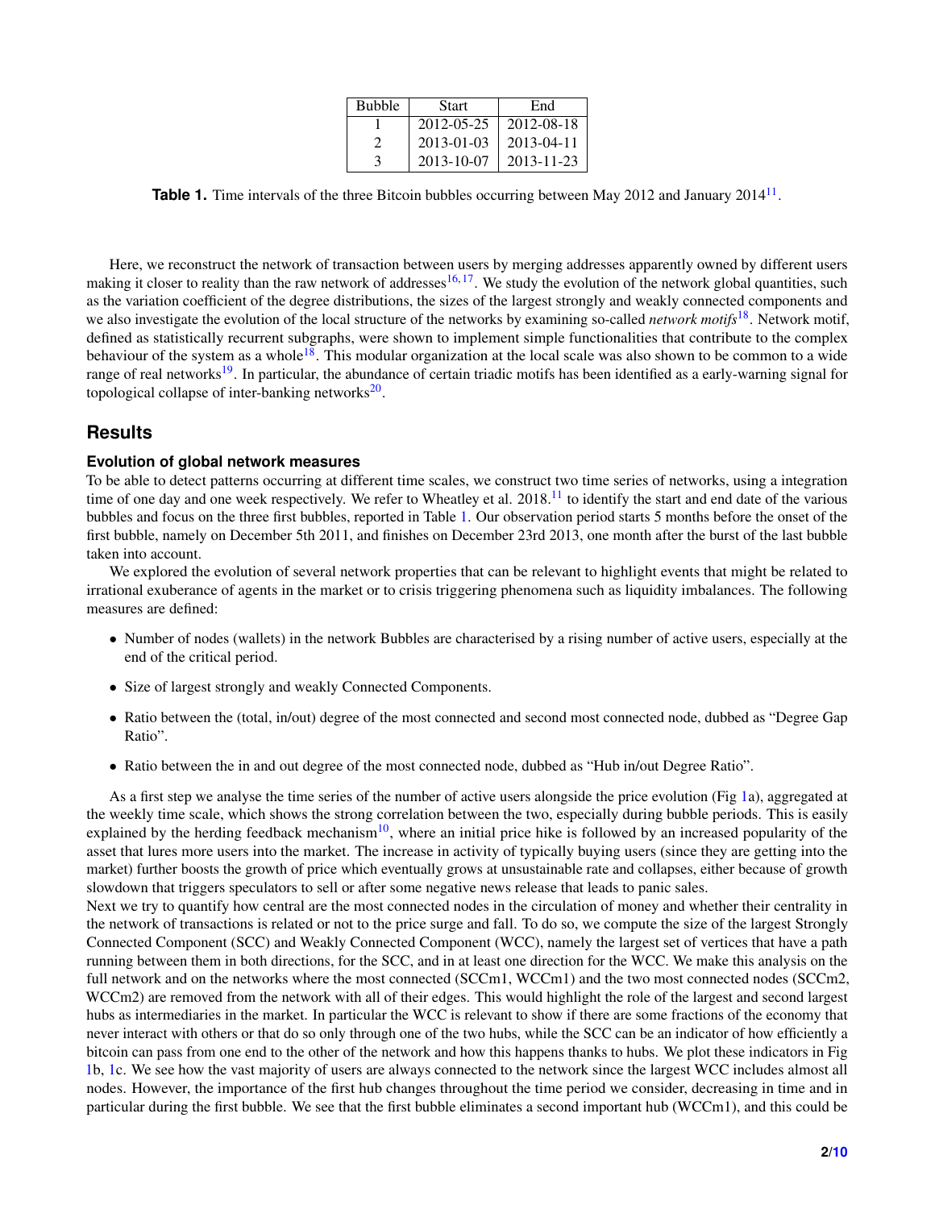| Bubble | Start | End |
|---|---|---|
| 1 | 2012-05-25 | 2012-08-18 |
| 2 | 2013-01-03 | 2013-04-11 |
| 3 | 2013-10-07 | 2013-11-23 |

**Table 1.** Time intervals of the three Bitcoin bubbles occurring between May 2012 and January 2014[11].

Here, we reconstruct the network of transaction between users by merging addresses apparently owned by different users making it closer to reality than the raw network of addresses[16,17]. We study the evolution of the network global quantities, such as the variation coefficient of the degree distributions, the sizes of the largest strongly and weakly connected components and we also investigate the evolution of the local structure of the networks by examining so-called *network motifs*[18]. Network motif, defined as statistically recurrent subgraphs, were shown to implement simple functionalities that contribute to the complex behaviour of the system as a whole[18]. This modular organization at the local scale was also shown to be common to a wide range of real networks[19]. In particular, the abundance of certain triadic motifs has been identified as a early-warning signal for topological collapse of inter-banking networks[20].

## Results

### Evolution of global network measures

To be able to detect patterns occurring at different time scales, we construct two time series of networks, using a integration time of one day and one week respectively. We refer to Wheatley et al. 2018.[11] to identify the start and end date of the various bubbles and focus on the three first bubbles, reported in Table 1. Our observation period starts 5 months before the onset of the first bubble, namely on December 5th 2011, and finishes on December 23rd 2013, one month after the burst of the last bubble taken into account.

We explored the evolution of several network properties that can be relevant to highlight events that might be related to irrational exuberance of agents in the market or to crisis triggering phenomena such as liquidity imbalances. The following measures are defined:

- Number of nodes (wallets) in the network Bubbles are characterised by a rising number of active users, especially at the end of the critical period.
- Size of largest strongly and weakly Connected Components.
- Ratio between the (total, in/out) degree of the most connected and second most connected node, dubbed as "Degree Gap Ratio".
- Ratio between the in and out degree of the most connected node, dubbed as "Hub in/out Degree Ratio".

As a first step we analyse the time series of the number of active users alongside the price evolution (Fig 1a), aggregated at the weekly time scale, which shows the strong correlation between the two, especially during bubble periods. This is easily explained by the herding feedback mechanism[10], where an initial price hike is followed by an increased popularity of the asset that lures more users into the market. The increase in activity of typically buying users (since they are getting into the market) further boosts the growth of price which eventually grows at unsustainable rate and collapses, either because of growth slowdown that triggers speculators to sell or after some negative news release that leads to panic sales.

Next we try to quantify how central are the most connected nodes in the circulation of money and whether their centrality in the network of transactions is related or not to the price surge and fall. To do so, we compute the size of the largest Strongly Connected Component (SCC) and Weakly Connected Component (WCC), namely the largest set of vertices that have a path running between them in both directions, for the SCC, and in at least one direction for the WCC. We make this analysis on the full network and on the networks where the most connected (SCCm1, WCCm1) and the two most connected nodes (SCCm2, WCCm2) are removed from the network with all of their edges. This would highlight the role of the largest and second largest hubs as intermediaries in the market. In particular the WCC is relevant to show if there are some fractions of the economy that never interact with others or that do so only through one of the two hubs, while the SCC can be an indicator of how efficiently a bitcoin can pass from one end to the other of the network and how this happens thanks to hubs. We plot these indicators in Fig 1b, 1c. We see how the vast majority of users are always connected to the network since the largest WCC includes almost all nodes. However, the importance of the first hub changes throughout the time period we consider, decreasing in time and in particular during the first bubble. We see that the first bubble eliminates a second important hub (WCCm1), and this could be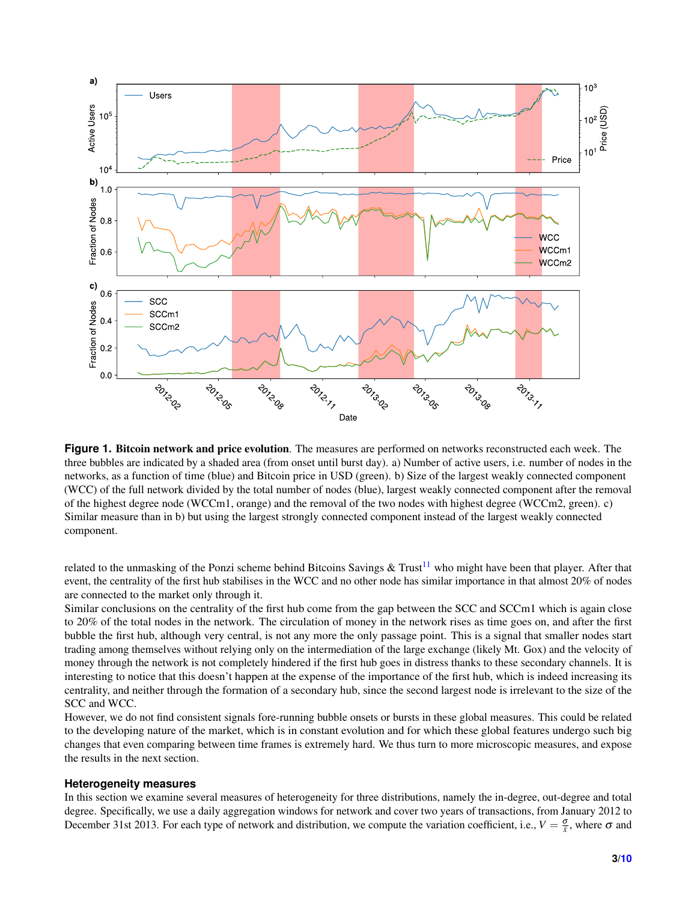**Figure 1. Bitcoin network and price evolution**. The measures are performed on networks reconstructed each week. The three bubbles are indicated by a shaded area (from onset until burst day). a) Number of active users, i.e. number of nodes in the networks, as a function of time (blue) and Bitcoin price in USD (green). b) Size of the largest weakly connected component (WCC) of the full network divided by the total number of nodes (blue), largest weakly connected component after the removal of the highest degree node (WCCm1, orange) and the removal of the two nodes with highest degree (WCCm2, green). c) Similar measure than in b) but using the largest strongly connected component instead of the largest weakly connected component.

related to the unmasking of the Ponzi scheme behind Bitcoins Savings & Trust[11] who might have been that player. After that event, the centrality of the first hub stabilises in the WCC and no other node has similar importance in that almost 20% of nodes are connected to the market only through it.

Similar conclusions on the centrality of the first hub come from the gap between the SCC and SCCm1 which is again close to 20% of the total nodes in the network. The circulation of money in the network rises as time goes on, and after the first bubble the first hub, although very central, is not any more the only passage point. This is a signal that smaller nodes start trading among themselves without relying only on the intermediation of the large exchange (likely Mt. Gox) and the velocity of money through the network is not completely hindered if the first hub goes in distress thanks to these secondary channels. It is interesting to notice that this doesn't happen at the expense of the importance of the first hub, which is indeed increasing its centrality, and neither through the formation of a secondary hub, since the second largest node is irrelevant to the size of the SCC and WCC.

However, we do not find consistent signals fore-running bubble onsets or bursts in these global measures. This could be related to the developing nature of the market, which is in constant evolution and for which these global features undergo such big changes that even comparing between time frames is extremely hard. We thus turn to more microscopic measures, and expose the results in the next section.

### Heterogeneity measures

In this section we examine several measures of heterogeneity for three distributions, namely the in-degree, out-degree and total degree. Specifically, we use a daily aggregation windows for network and cover two years of transactions, from January 2012 to December 31st 2013. For each type of network and distribution, we compute the variation coefficient, i.e., $V = \frac{\sigma}{\bar{x}}$, where $\sigma$ and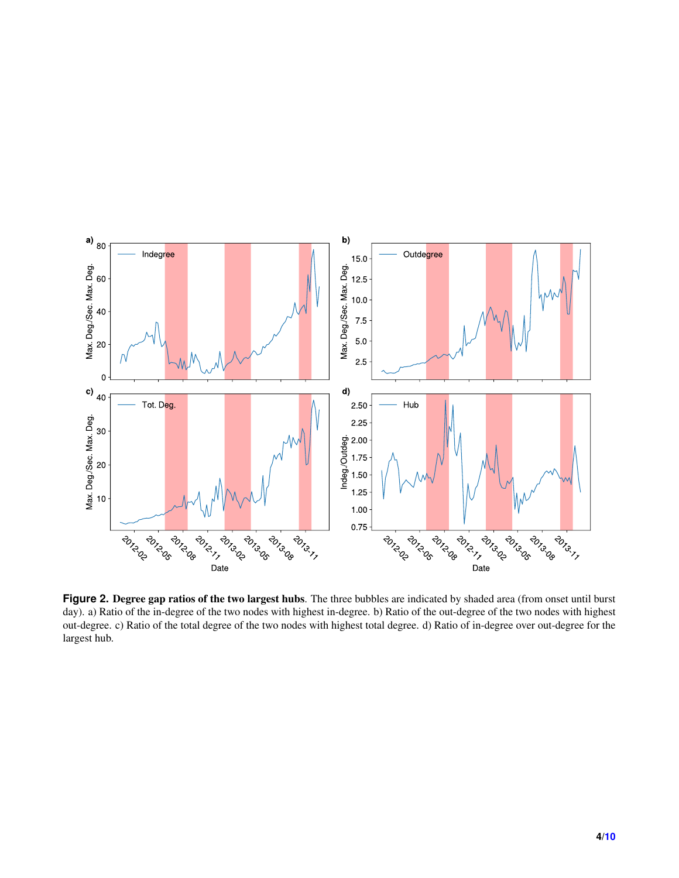**Figure 2. Degree gap ratios of the two largest hubs**. The three bubbles are indicated by shaded area (from onset until burst day). a) Ratio of the in-degree of the two nodes with highest in-degree. b) Ratio of the out-degree of the two nodes with highest out-degree. c) Ratio of the total degree of the two nodes with highest total degree. d) Ratio of in-degree over out-degree for the largest hub.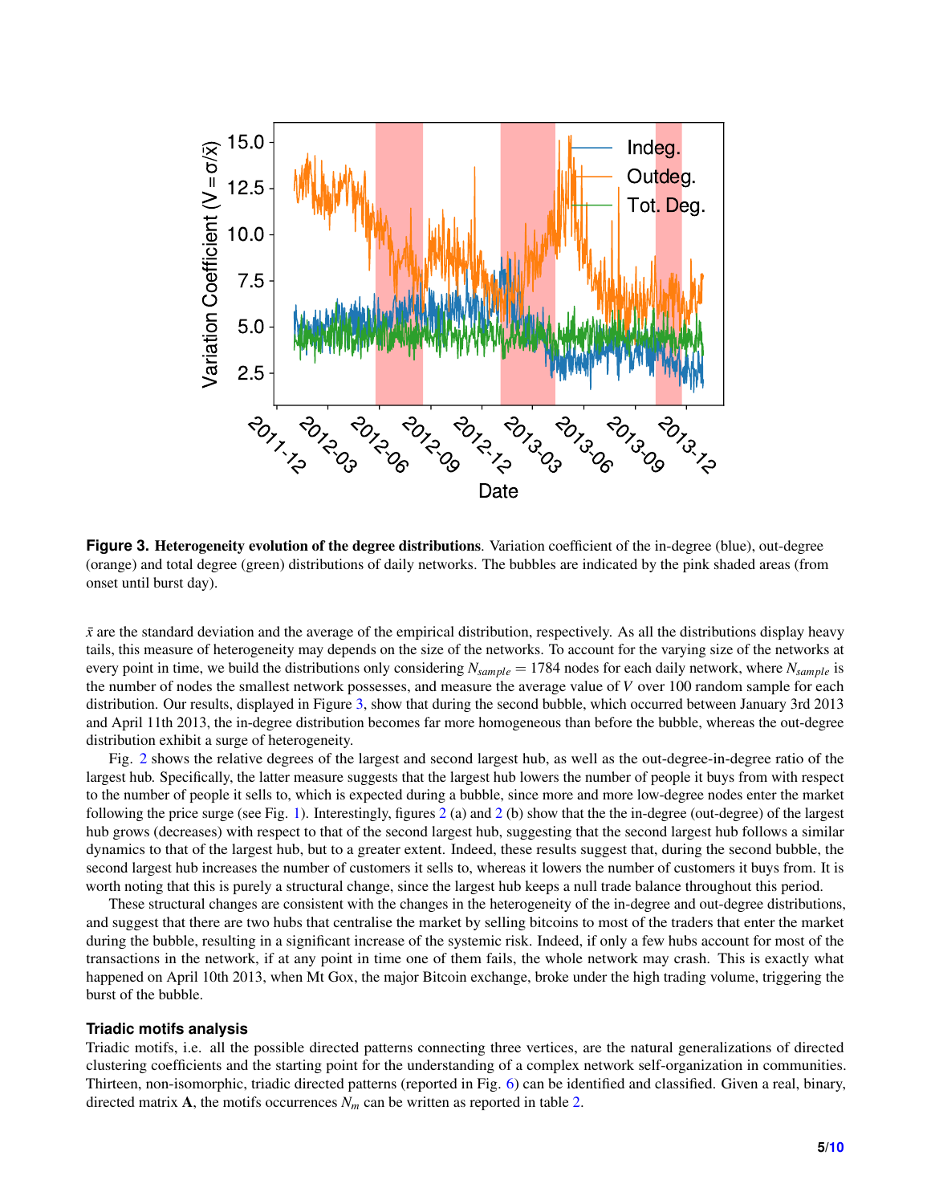**Figure 3. Heterogeneity evolution of the degree distributions**. Variation coefficient of the in-degree (blue), out-degree (orange) and total degree (green) distributions of daily networks. The bubbles are indicated by the pink shaded areas (from onset until burst day).

$\bar{x}$ are the standard deviation and the average of the empirical distribution, respectively. As all the distributions display heavy tails, this measure of heterogeneity may depends on the size of the networks. To account for the varying size of the networks at every point in time, we build the distributions only considering $N_{sample} = 1784$ nodes for each daily network, where $N_{sample}$ is the number of nodes the smallest network possesses, and measure the average value of $V$ over 100 random sample for each distribution. Our results, displayed in Figure 3, show that during the second bubble, which occurred between January 3rd 2013 and April 11th 2013, the in-degree distribution becomes far more homogeneous than before the bubble, whereas the out-degree distribution exhibit a surge of heterogeneity.

Fig. 2 shows the relative degrees of the largest and second largest hub, as well as the out-degree-in-degree ratio of the largest hub. Specifically, the latter measure suggests that the largest hub lowers the number of people it buys from with respect to the number of people it sells to, which is expected during a bubble, since more and more low-degree nodes enter the market following the price surge (see Fig. 1). Interestingly, figures 2 (a) and 2 (b) show that the the in-degree (out-degree) of the largest hub grows (decreases) with respect to that of the second largest hub, suggesting that the second largest hub follows a similar dynamics to that of the largest hub, but to a greater extent. Indeed, these results suggest that, during the second bubble, the second largest hub increases the number of customers it sells to, whereas it lowers the number of customers it buys from. It is worth noting that this is purely a structural change, since the largest hub keeps a null trade balance throughout this period.

These structural changes are consistent with the changes in the heterogeneity of the in-degree and out-degree distributions, and suggest that there are two hubs that centralise the market by selling bitcoins to most of the traders that enter the market during the bubble, resulting in a significant increase of the systemic risk. Indeed, if only a few hubs account for most of the transactions in the network, if at any point in time one of them fails, the whole network may crash. This is exactly what happened on April 10th 2013, when Mt Gox, the major Bitcoin exchange, broke under the high trading volume, triggering the burst of the bubble.

### Triadic motifs analysis

Triadic motifs, i.e. all the possible directed patterns connecting three vertices, are the natural generalizations of directed clustering coefficients and the starting point for the understanding of a complex network self-organization in communities. Thirteen, non-isomorphic, triadic directed patterns (reported in Fig. 6) can be identified and classified. Given a real, binary, directed matrix $\mathbf{A}$, the motifs occurrences $N_m$ can be written as reported in table 2.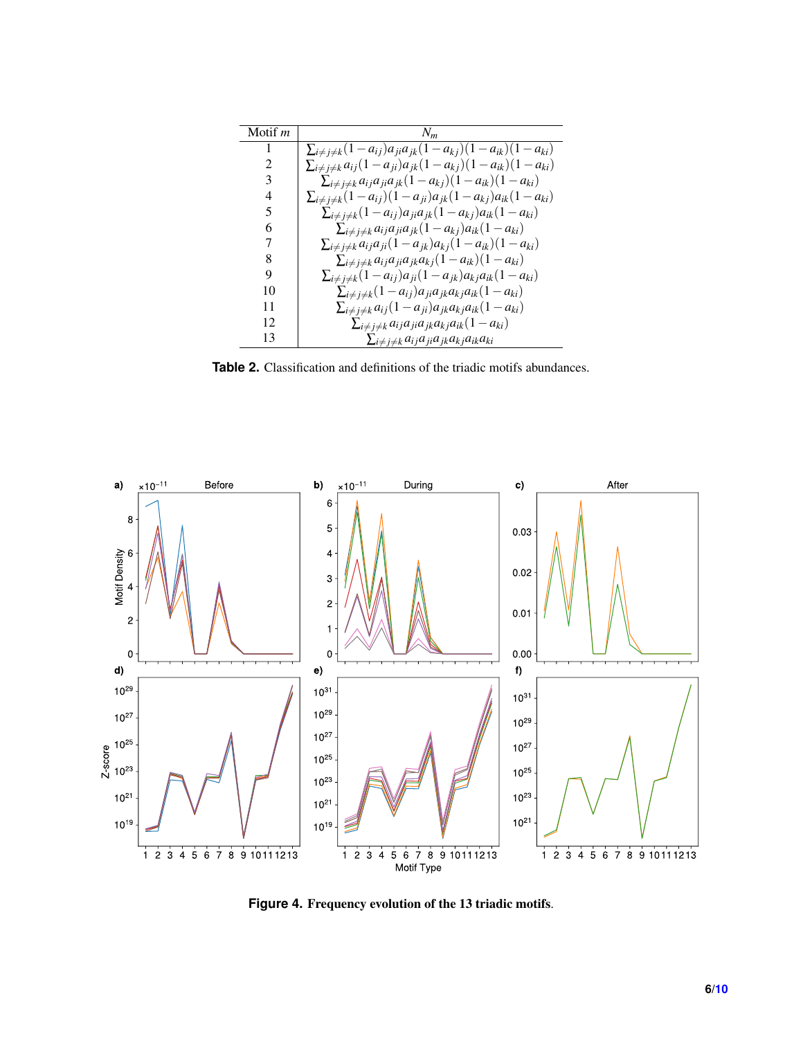| Motif $m$ | $N_m$ |
|---|---|
| 1 | $\sum_{i\neq j\neq k}(1-a_{ij})a_{ji}a_{jk}(1-a_{kj})(1-a_{ik})(1-a_{ki})$ |
| 2 | $\sum_{i\neq j\neq k}a_{ij}(1-a_{ji})a_{jk}(1-a_{kj})(1-a_{ik})(1-a_{ki})$ |
| 3 | $\sum_{i\neq j\neq k}a_{ij}a_{ji}a_{jk}(1-a_{kj})(1-a_{ik})(1-a_{ki})$ |
| 4 | $\sum_{i\neq j\neq k}(1-a_{ij})(1-a_{ji})a_{jk}(1-a_{kj})a_{ik}(1-a_{ki})$ |
| 5 | $\sum_{i\neq j\neq k}(1-a_{ij})a_{ji}a_{jk}(1-a_{kj})a_{ik}(1-a_{ki})$ |
| 6 | $\sum_{i\neq j\neq k}a_{ij}a_{ji}a_{jk}(1-a_{kj})a_{ik}(1-a_{ki})$ |
| 7 | $\sum_{i\neq j\neq k}a_{ij}a_{ji}(1-a_{jk})a_{kj}(1-a_{ik})(1-a_{ki})$ |
| 8 | $\sum_{i\neq j\neq k}a_{ij}a_{ji}a_{jk}a_{kj}(1-a_{ik})(1-a_{ki})$ |
| 9 | $\sum_{i\neq j\neq k}(1-a_{ij})a_{ji}(1-a_{jk})a_{kj}a_{ik}(1-a_{ki})$ |
| 10 | $\sum_{i\neq j\neq k}(1-a_{ij})a_{ji}a_{jk}a_{kj}a_{ik}(1-a_{ki})$ |
| 11 | $\sum_{i\neq j\neq k}a_{ij}(1-a_{ji})a_{jk}a_{kj}a_{ik}(1-a_{ki})$ |
| 12 | $\sum_{i\neq j\neq k}a_{ij}a_{ji}a_{jk}a_{kj}a_{ik}(1-a_{ki})$ |
| 13 | $\sum_{i\neq j\neq k}a_{ij}a_{ji}a_{jk}a_{kj}a_{ik}a_{ki}$ |

**Table 2.** Classification and definitions of the triadic motifs abundances.

**Figure 4. Frequency evolution of the 13 triadic motifs**.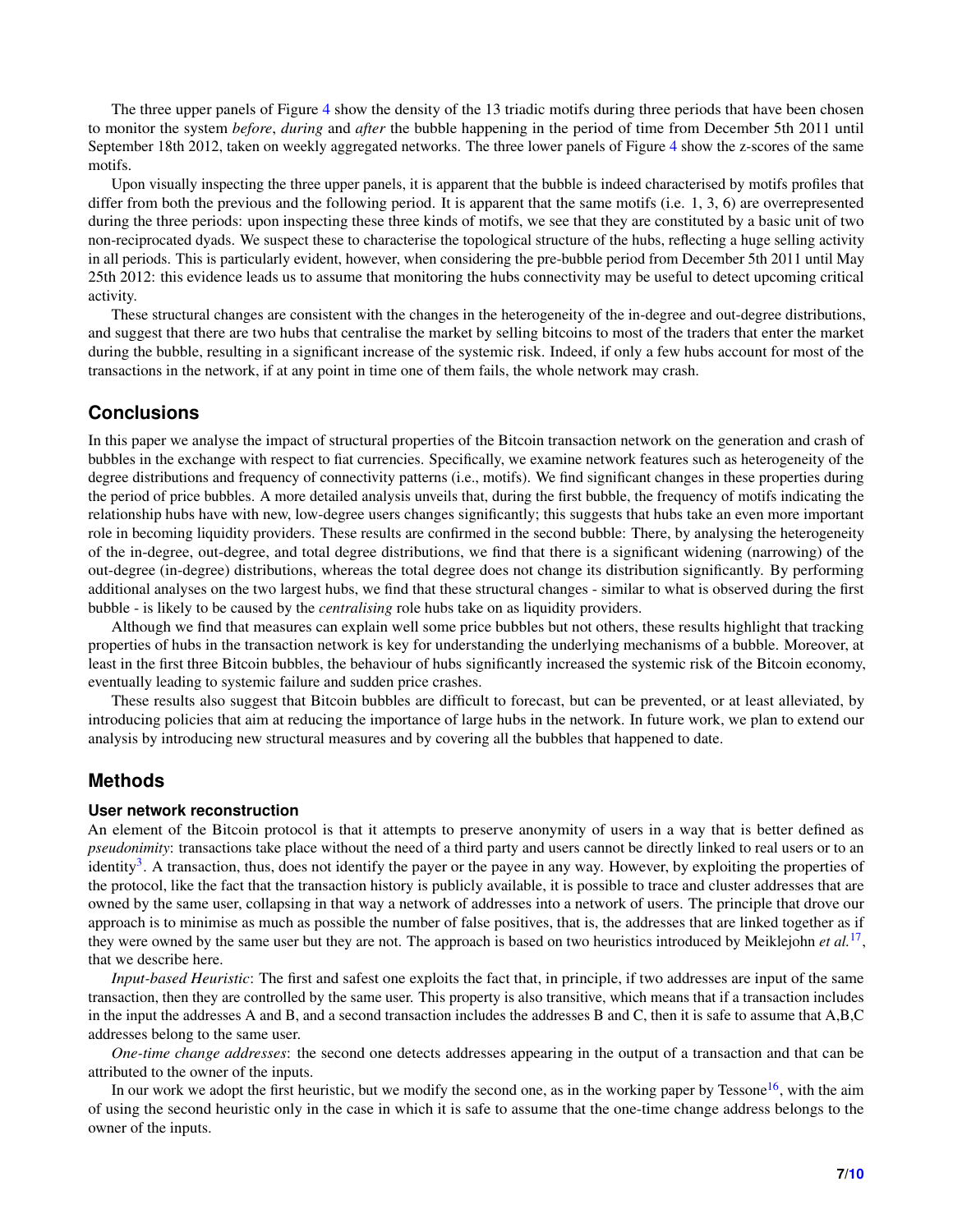The three upper panels of Figure 4 show the density of the 13 triadic motifs during three periods that have been chosen to monitor the system *before*, *during* and *after* the bubble happening in the period of time from December 5th 2011 until September 18th 2012, taken on weekly aggregated networks. The three lower panels of Figure 4 show the z-scores of the same motifs.

Upon visually inspecting the three upper panels, it is apparent that the bubble is indeed characterised by motifs profiles that differ from both the previous and the following period. It is apparent that the same motifs (i.e. 1, 3, 6) are overrepresented during the three periods: upon inspecting these three kinds of motifs, we see that they are constituted by a basic unit of two non-reciprocated dyads. We suspect these to characterise the topological structure of the hubs, reflecting a huge selling activity in all periods. This is particularly evident, however, when considering the pre-bubble period from December 5th 2011 until May 25th 2012: this evidence leads us to assume that monitoring the hubs connectivity may be useful to detect upcoming critical activity.

These structural changes are consistent with the changes in the heterogeneity of the in-degree and out-degree distributions, and suggest that there are two hubs that centralise the market by selling bitcoins to most of the traders that enter the market during the bubble, resulting in a significant increase of the systemic risk. Indeed, if only a few hubs account for most of the transactions in the network, if at any point in time one of them fails, the whole network may crash.

## Conclusions

In this paper we analyse the impact of structural properties of the Bitcoin transaction network on the generation and crash of bubbles in the exchange with respect to fiat currencies. Specifically, we examine network features such as heterogeneity of the degree distributions and frequency of connectivity patterns (i.e., motifs). We find significant changes in these properties during the period of price bubbles. A more detailed analysis unveils that, during the first bubble, the frequency of motifs indicating the relationship hubs have with new, low-degree users changes significantly; this suggests that hubs take an even more important role in becoming liquidity providers. These results are confirmed in the second bubble: There, by analysing the heterogeneity of the in-degree, out-degree, and total degree distributions, we find that there is a significant widening (narrowing) of the out-degree (in-degree) distributions, whereas the total degree does not change its distribution significantly. By performing additional analyses on the two largest hubs, we find that these structural changes - similar to what is observed during the first bubble - is likely to be caused by the *centralising* role hubs take on as liquidity providers.

Although we find that measures can explain well some price bubbles but not others, these results highlight that tracking properties of hubs in the transaction network is key for understanding the underlying mechanisms of a bubble. Moreover, at least in the first three Bitcoin bubbles, the behaviour of hubs significantly increased the systemic risk of the Bitcoin economy, eventually leading to systemic failure and sudden price crashes.

These results also suggest that Bitcoin bubbles are difficult to forecast, but can be prevented, or at least alleviated, by introducing policies that aim at reducing the importance of large hubs in the network. In future work, we plan to extend our analysis by introducing new structural measures and by covering all the bubbles that happened to date.

## Methods

### User network reconstruction

An element of the Bitcoin protocol is that it attempts to preserve anonymity of users in a way that is better defined as *pseudonimity*: transactions take place without the need of a third party and users cannot be directly linked to real users or to an identity[3]. A transaction, thus, does not identify the payer or the payee in any way. However, by exploiting the properties of the protocol, like the fact that the transaction history is publicly available, it is possible to trace and cluster addresses that are owned by the same user, collapsing in that way a network of addresses into a network of users. The principle that drove our approach is to minimise as much as possible the number of false positives, that is, the addresses that are linked together as if they were owned by the same user but they are not. The approach is based on two heuristics introduced by Meiklejohn *et al.*[17], that we describe here.

*Input-based Heuristic*: The first and safest one exploits the fact that, in principle, if two addresses are input of the same transaction, then they are controlled by the same user. This property is also transitive, which means that if a transaction includes in the input the addresses A and B, and a second transaction includes the addresses B and C, then it is safe to assume that A,B,C addresses belong to the same user.

*One-time change addresses*: the second one detects addresses appearing in the output of a transaction and that can be attributed to the owner of the inputs.

In our work we adopt the first heuristic, but we modify the second one, as in the working paper by Tessone[16], with the aim of using the second heuristic only in the case in which it is safe to assume that the one-time change address belongs to the owner of the inputs.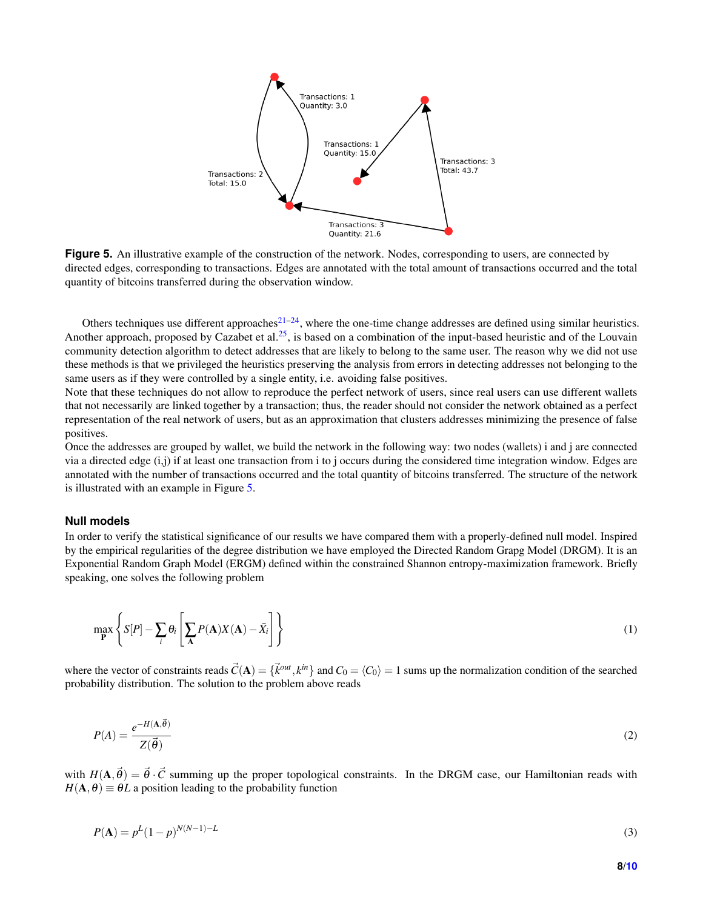**Figure 5.** An illustrative example of the construction of the network. Nodes, corresponding to users, are connected by directed edges, corresponding to transactions. Edges are annotated with the total amount of transactions occurred and the total quantity of bitcoins transferred during the observation window.

Others techniques use different approaches[21–24], where the one-time change addresses are defined using similar heuristics. Another approach, proposed by Cazabet et al.[25], is based on a combination of the input-based heuristic and of the Louvain community detection algorithm to detect addresses that are likely to belong to the same user. The reason why we did not use these methods is that we privileged the heuristics preserving the analysis from errors in detecting addresses not belonging to the same users as if they were controlled by a single entity, i.e. avoiding false positives.

Note that these techniques do not allow to reproduce the perfect network of users, since real users can use different wallets that not necessarily are linked together by a transaction; thus, the reader should not consider the network obtained as a perfect representation of the real network of users, but as an approximation that clusters addresses minimizing the presence of false positives.

Once the addresses are grouped by wallet, we build the network in the following way: two nodes (wallets) i and j are connected via a directed edge (i,j) if at least one transaction from i to j occurs during the considered time integration window. Edges are annotated with the number of transactions occurred and the total quantity of bitcoins transferred. The structure of the network is illustrated with an example in Figure 5.

### Null models

In order to verify the statistical significance of our results we have compared them with a properly-defined null model. Inspired by the empirical regularities of the degree distribution we have employed the Directed Random Grapg Model (DRGM). It is an Exponential Random Graph Model (ERGM) defined within the constrained Shannon entropy-maximization framework. Briefly speaking, one solves the following problem

$$\max_{\mathbf{P}} \left\{ S[P] - \sum_i \theta_i \left[ \sum_{\mathbf{A}} P(\mathbf{A}) X(\mathbf{A}) - \bar{X}_i \right] \right\} \tag{1}$$

where the vector of constraints reads $\vec{C}(\mathbf{A}) = \{\vec{k}^{out}, k^{in}\}$ and $C_0 = \langle C_0 \rangle = 1$ sums up the normalization condition of the searched probability distribution. The solution to the problem above reads

$$P(A) = \frac{e^{-H(\mathbf{A},\vec{\theta})}}{Z(\vec{\theta})} \tag{2}$$

with $H(\mathbf{A},\vec{\theta}) = \vec{\theta} \cdot \vec{C}$ summing up the proper topological constraints. In the DRGM case, our Hamiltonian reads with $H(\mathbf{A},\theta) \equiv \theta L$ a position leading to the probability function

$$P(\mathbf{A}) = p^L (1-p)^{N(N-1)-L} \tag{3}$$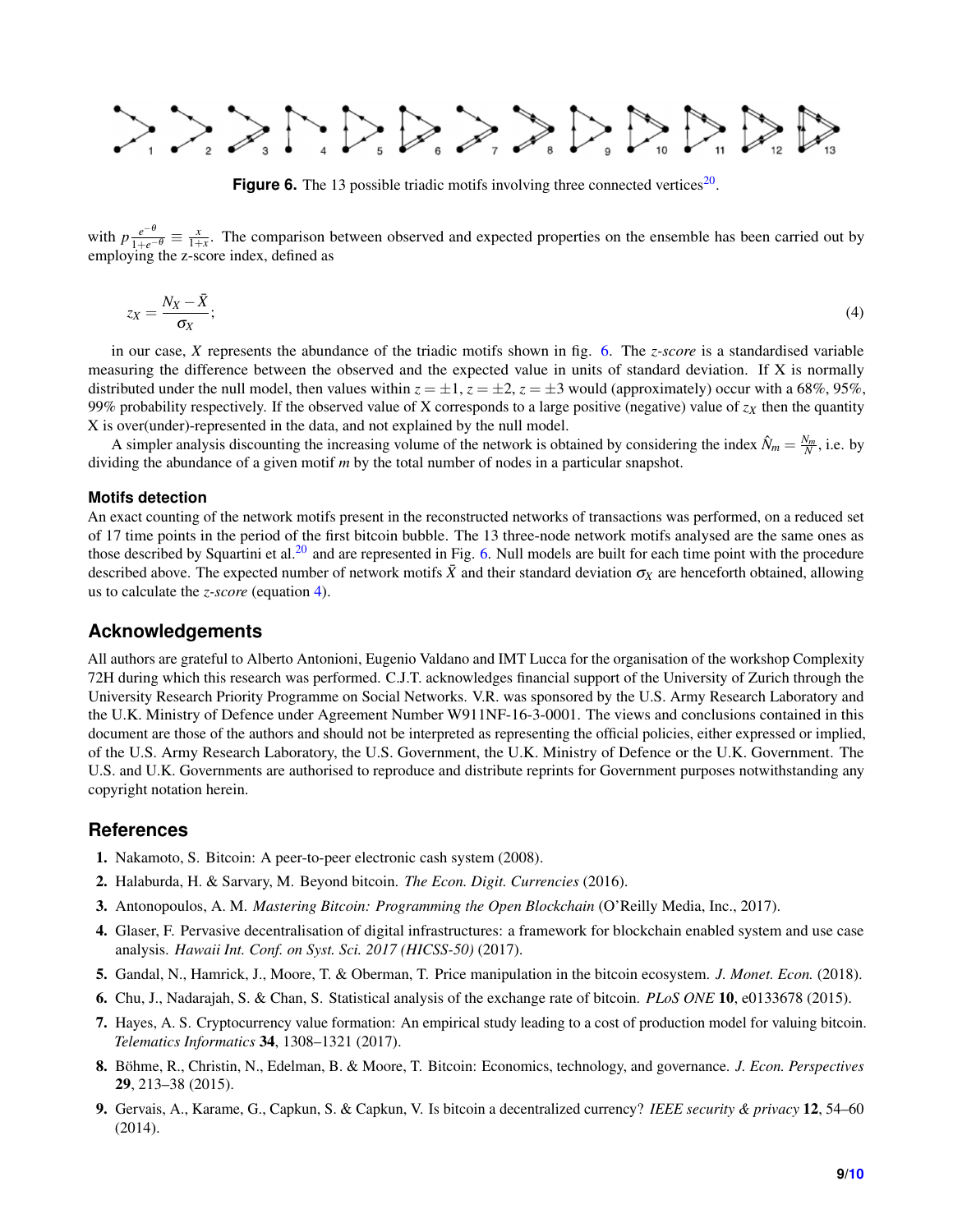**Figure 6.** The 13 possible triadic motifs involving three connected vertices[20].

with $p\frac{e^{-\theta}}{1+e^{-\theta}} \equiv \frac{x}{1+x}$. The comparison between observed and expected properties on the ensemble has been carried out by employing the z-score index, defined as

$$z_X = \frac{N_X - \bar{X}}{\sigma_X}; \tag{4}$$

in our case, $X$ represents the abundance of the triadic motifs shown in fig. 6. The *z-score* is a standardised variable measuring the difference between the observed and the expected value in units of standard deviation. If X is normally distributed under the null model, then values within $z = \pm 1$, $z = \pm 2$, $z = \pm 3$ would (approximately) occur with a 68%, 95%, 99% probability respectively. If the observed value of X corresponds to a large positive (negative) value of $z_X$ then the quantity X is over(under)-represented in the data, and not explained by the null model.

A simpler analysis discounting the increasing volume of the network is obtained by considering the index $\hat{N}_m = \frac{N_m}{N}$, i.e. by dividing the abundance of a given motif $m$ by the total number of nodes in a particular snapshot.

### Motifs detection

An exact counting of the network motifs present in the reconstructed networks of transactions was performed, on a reduced set of 17 time points in the period of the first bitcoin bubble. The 13 three-node network motifs analysed are the same ones as those described by Squartini et al.[20] and are represented in Fig. 6. Null models are built for each time point with the procedure described above. The expected number of network motifs $\bar{X}$ and their standard deviation $\sigma_X$ are henceforth obtained, allowing us to calculate the *z-score* (equation 4).

## Acknowledgements

All authors are grateful to Alberto Antonioni, Eugenio Valdano and IMT Lucca for the organisation of the workshop Complexity 72H during which this research was performed. C.J.T. acknowledges financial support of the University of Zurich through the University Research Priority Programme on Social Networks. V.R. was sponsored by the U.S. Army Research Laboratory and the U.K. Ministry of Defence under Agreement Number W911NF-16-3-0001. The views and conclusions contained in this document are those of the authors and should not be interpreted as representing the official policies, either expressed or implied, of the U.S. Army Research Laboratory, the U.S. Government, the U.K. Ministry of Defence or the U.K. Government. The U.S. and U.K. Governments are authorised to reproduce and distribute reprints for Government purposes notwithstanding any copyright notation herein.

## References

1. Nakamoto, S. Bitcoin: A peer-to-peer electronic cash system (2008).
2. Halaburda, H. & Sarvary, M. Beyond bitcoin. *The Econ. Digit. Currencies* (2016).
3. Antonopoulos, A. M. *Mastering Bitcoin: Programming the Open Blockchain* (O'Reilly Media, Inc., 2017).
4. Glaser, F. Pervasive decentralisation of digital infrastructures: a framework for blockchain enabled system and use case analysis. *Hawaii Int. Conf. on Syst. Sci. 2017 (HICSS-50)* (2017).
5. Gandal, N., Hamrick, J., Moore, T. & Oberman, T. Price manipulation in the bitcoin ecosystem. *J. Monet. Econ.* (2018).
6. Chu, J., Nadarajah, S. & Chan, S. Statistical analysis of the exchange rate of bitcoin. *PLoS ONE* **10**, e0133678 (2015).
7. Hayes, A. S. Cryptocurrency value formation: An empirical study leading to a cost of production model for valuing bitcoin. *Telematics Informatics* **34**, 1308–1321 (2017).
8. Böhme, R., Christin, N., Edelman, B. & Moore, T. Bitcoin: Economics, technology, and governance. *J. Econ. Perspectives* **29**, 213–38 (2015).
9. Gervais, A., Karame, G., Capkun, S. & Capkun, V. Is bitcoin a decentralized currency? *IEEE security & privacy* **12**, 54–60 (2014).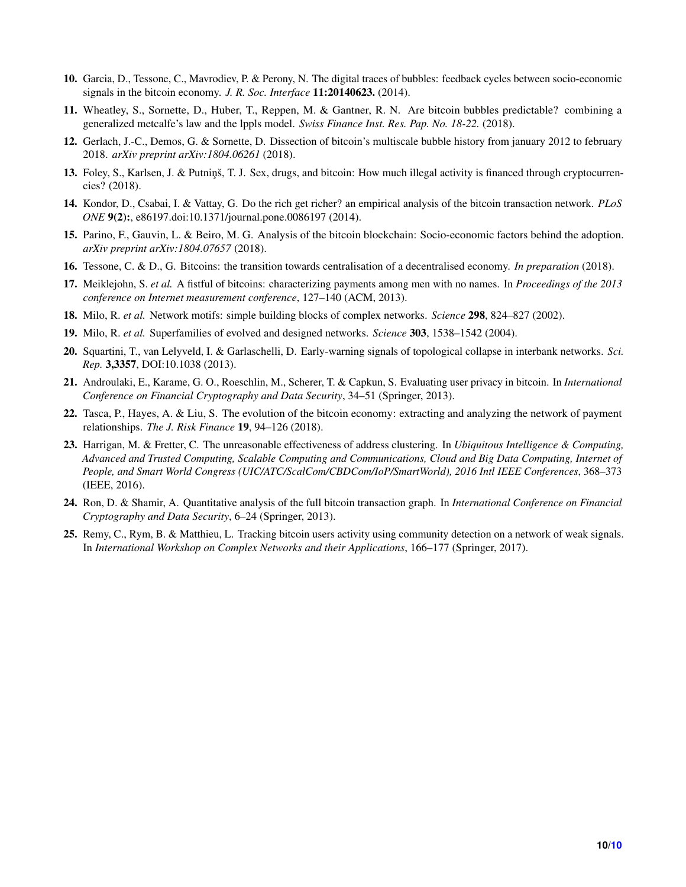10. Garcia, D., Tessone, C., Mavrodiev, P. & Perony, N. The digital traces of bubbles: feedback cycles between socio-economic signals in the bitcoin economy. *J. R. Soc. Interface* **11:20140623.** (2014).
11. Wheatley, S., Sornette, D., Huber, T., Reppen, M. & Gantner, R. N. Are bitcoin bubbles predictable? combining a generalized metcalfe's law and the lppls model. *Swiss Finance Inst. Res. Pap. No. 18-22.* (2018).
12. Gerlach, J.-C., Demos, G. & Sornette, D. Dissection of bitcoin's multiscale bubble history from january 2012 to february 2018. *arXiv preprint arXiv:1804.06261* (2018).
13. Foley, S., Karlsen, J. & Putniņš, T. J. Sex, drugs, and bitcoin: How much illegal activity is financed through cryptocurrencies? (2018).
14. Kondor, D., Csabai, I. & Vattay, G. Do the rich get richer? an empirical analysis of the bitcoin transaction network. *PLoS ONE* **9(2):**, e86197.doi:10.1371/journal.pone.0086197 (2014).
15. Parino, F., Gauvin, L. & Beiro, M. G. Analysis of the bitcoin blockchain: Socio-economic factors behind the adoption. *arXiv preprint arXiv:1804.07657* (2018).
16. Tessone, C. & D., G. Bitcoins: the transition towards centralisation of a decentralised economy. *In preparation* (2018).
17. Meiklejohn, S. *et al.* A fistful of bitcoins: characterizing payments among men with no names. In *Proceedings of the 2013 conference on Internet measurement conference*, 127–140 (ACM, 2013).
18. Milo, R. *et al.* Network motifs: simple building blocks of complex networks. *Science* **298**, 824–827 (2002).
19. Milo, R. *et al.* Superfamilies of evolved and designed networks. *Science* **303**, 1538–1542 (2004).
20. Squartini, T., van Lelyveld, I. & Garlaschelli, D. Early-warning signals of topological collapse in interbank networks. *Sci. Rep.* **3,3357**, DOI:10.1038 (2013).
21. Androulaki, E., Karame, G. O., Roeschlin, M., Scherer, T. & Capkun, S. Evaluating user privacy in bitcoin. In *International Conference on Financial Cryptography and Data Security*, 34–51 (Springer, 2013).
22. Tasca, P., Hayes, A. & Liu, S. The evolution of the bitcoin economy: extracting and analyzing the network of payment relationships. *The J. Risk Finance* **19**, 94–126 (2018).
23. Harrigan, M. & Fretter, C. The unreasonable effectiveness of address clustering. In *Ubiquitous Intelligence & Computing, Advanced and Trusted Computing, Scalable Computing and Communications, Cloud and Big Data Computing, Internet of People, and Smart World Congress (UIC/ATC/ScalCom/CBDCom/IoP/SmartWorld), 2016 Intl IEEE Conferences*, 368–373 (IEEE, 2016).
24. Ron, D. & Shamir, A. Quantitative analysis of the full bitcoin transaction graph. In *International Conference on Financial Cryptography and Data Security*, 6–24 (Springer, 2013).
25. Remy, C., Rym, B. & Matthieu, L. Tracking bitcoin users activity using community detection on a network of weak signals. In *International Workshop on Complex Networks and their Applications*, 166–177 (Springer, 2017).